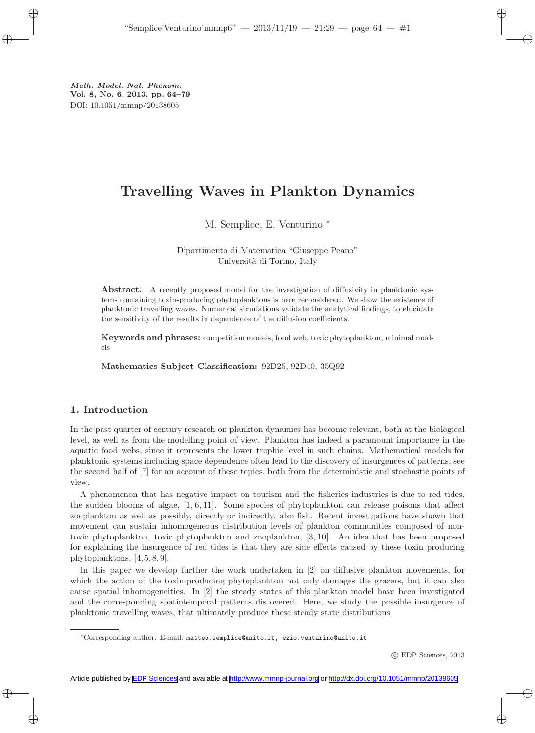*Math. Model. Nat. Phenom.*
**Vol. 8, No. 6, 2013, pp. 64–79**
DOI: 10.1051/mmnp/20138605

# Travelling Waves in Plankton Dynamics

M. Semplice, E. Venturino *

Dipartimento di Matematica "Giuseppe Peano"
Università di Torino, Italy

**Abstract.** A recently proposed model for the investigation of diffusivity in planktonic systems containing toxin-producing phytoplanktons is here reconsidered. We show the existence of planktonic travelling waves. Numerical simulations validate the analytical findings, to elucidate the sensitivity of the results in dependence of the diffusion coefficients.

**Keywords and phrases:** competition models, food web, toxic phytoplankton, minimal models

**Mathematics Subject Classification:** 92D25, 92D40, 35Q92

## 1. Introduction

In the past quarter of century research on plankton dynamics has become relevant, both at the biological level, as well as from the modelling point of view. Plankton has indeed a paramount importance in the aquatic food webs, since it represents the lower trophic level in such chains. Mathematical models for planktonic systems including space dependence often lead to the discovery of insurgences of patterns, see the second half of [7] for an account of these topics, both from the deterministic and stochastic points of view.

A phenomenon that has negative impact on tourism and the fisheries industries is due to red tides, the sudden blooms of algae, [1, 6, 11]. Some species of phytoplankton can release poisons that affect zooplankton as well as possibly, directly or indirectly, also fish. Recent investigations have shown that movement can sustain inhomogeneous distribution levels of plankton communities composed of non-toxic phytoplankton, toxic phytoplankton and zooplankton, [3, 10]. An idea that has been proposed for explaining the insurgence of red tides is that they are side effects caused by these toxin producing phytoplanktons, [4, 5, 8, 9].

In this paper we develop further the work undertaken in [2] on diffusive plankton movements, for which the action of the toxin-producing phytoplankton not only damages the grazers, but it can also cause spatial inhomogeneities. In [2] the steady states of this plankton model have been investigated and the corresponding spatiotemporal patterns discovered. Here, we study the possible insurgence of planktonic travelling waves, that ultimately produce these steady state distributions.

*Corresponding author. E-mail: matteo.semplice@unito.it, ezio.venturino@unito.it

© EDP Sciences, 2013

Article published by EDP Sciences and available at http://www.mmnp-journal.org or http://dx.doi.org/10.1051/mmnp/20138605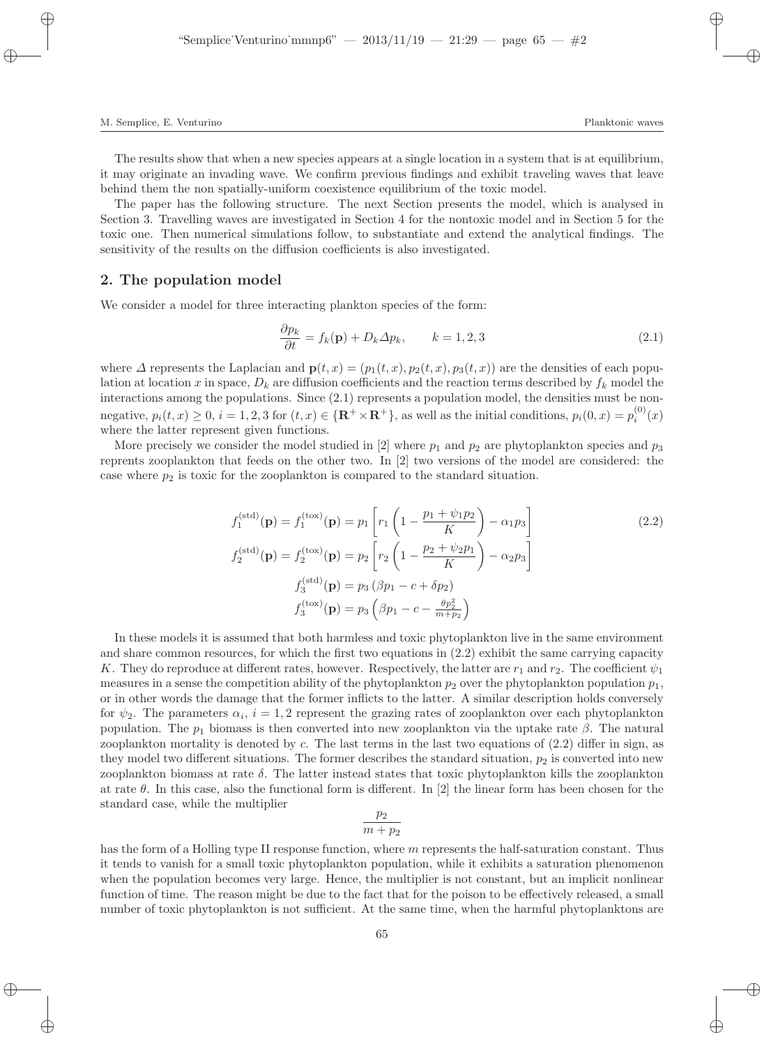The results show that when a new species appears at a single location in a system that is at equilibrium, it may originate an invading wave. We confirm previous findings and exhibit traveling waves that leave behind them the non spatially-uniform coexistence equilibrium of the toxic model.

The paper has the following structure. The next Section presents the model, which is analysed in Section 3. Travelling waves are investigated in Section 4 for the nontoxic model and in Section 5 for the toxic one. Then numerical simulations follow, to substantiate and extend the analytical findings. The sensitivity of the results on the diffusion coefficients is also investigated.

## 2. The population model

We consider a model for three interacting plankton species of the form:

$$\frac{\partial p_k}{\partial t} = f_k(\mathbf{p}) + D_k \Delta p_k, \qquad k = 1, 2, 3 \tag{2.1}$$

where $\Delta$ represents the Laplacian and $\mathbf{p}(t, x) = (p_1(t, x), p_2(t, x), p_3(t, x))$ are the densities of each population at location $x$ in space, $D_k$ are diffusion coefficients and the reaction terms described by $f_k$ model the interactions among the populations. Since (2.1) represents a population model, the densities must be nonnegative, $p_i(t, x) \geq 0$, $i = 1, 2, 3$ for $(t, x) \in \{\mathbf{R}^+ \times \mathbf{R}^+\}$, as well as the initial conditions, $p_i(0, x) = p_i^{(0)}(x)$ where the latter represent given functions.

More precisely we consider the model studied in [2] where $p_1$ and $p_2$ are phytoplankton species and $p_3$ reprents zooplankton that feeds on the other two. In [2] two versions of the model are considered: the case where $p_2$ is toxic for the zooplankton is compared to the standard situation.

$$\begin{aligned}
f_1^{(\mathrm{std})}(\mathbf{p}) = f_1^{(\mathrm{tox})}(\mathbf{p}) &= p_1 \left[ r_1 \left( 1 - \frac{p_1 + \psi_1 p_2}{K} \right) - \alpha_1 p_3 \right] \\
f_2^{(\mathrm{std})}(\mathbf{p}) = f_2^{(\mathrm{tox})}(\mathbf{p}) &= p_2 \left[ r_2 \left( 1 - \frac{p_2 + \psi_2 p_1}{K} \right) - \alpha_2 p_3 \right] \\
f_3^{(\mathrm{std})}(\mathbf{p}) &= p_3 \left( \beta p_1 - c + \delta p_2 \right) \\
f_3^{(\mathrm{tox})}(\mathbf{p}) &= p_3 \left( \beta p_1 - c - \frac{\theta p_2^2}{m + p_2} \right)
\end{aligned} \tag{2.2}$$

In these models it is assumed that both harmless and toxic phytoplankton live in the same environment and share common resources, for which the first two equations in (2.2) exhibit the same carrying capacity $K$. They do reproduce at different rates, however. Respectively, the latter are $r_1$ and $r_2$. The coefficient $\psi_1$ measures in a sense the competition ability of the phytoplankton $p_2$ over the phytoplankton population $p_1$, or in other words the damage that the former inflicts to the latter. A similar description holds conversely for $\psi_2$. The parameters $\alpha_i$, $i = 1, 2$ represent the grazing rates of zooplankton over each phytoplankton population. The $p_1$ biomass is then converted into new zooplankton via the uptake rate $\beta$. The natural zooplankton mortality is denoted by $c$. The last terms in the last two equations of (2.2) differ in sign, as they model two different situations. The former describes the standard situation, $p_2$ is converted into new zooplankton biomass at rate $\delta$. The latter instead states that toxic phytoplankton kills the zooplankton at rate $\theta$. In this case, also the functional form is different. In [2] the linear form has been chosen for the standard case, while the multiplier

$$\frac{p_2}{m + p_2}$$

has the form of a Holling type II response function, where $m$ represents the half-saturation constant. Thus it tends to vanish for a small toxic phytoplankton population, while it exhibits a saturation phenomenon when the population becomes very large. Hence, the multiplier is not constant, but an implicit nonlinear function of time. The reason might be due to the fact that for the poison to be effectively released, a small number of toxic phytoplankton is not sufficient. At the same time, when the harmful phytoplanktons are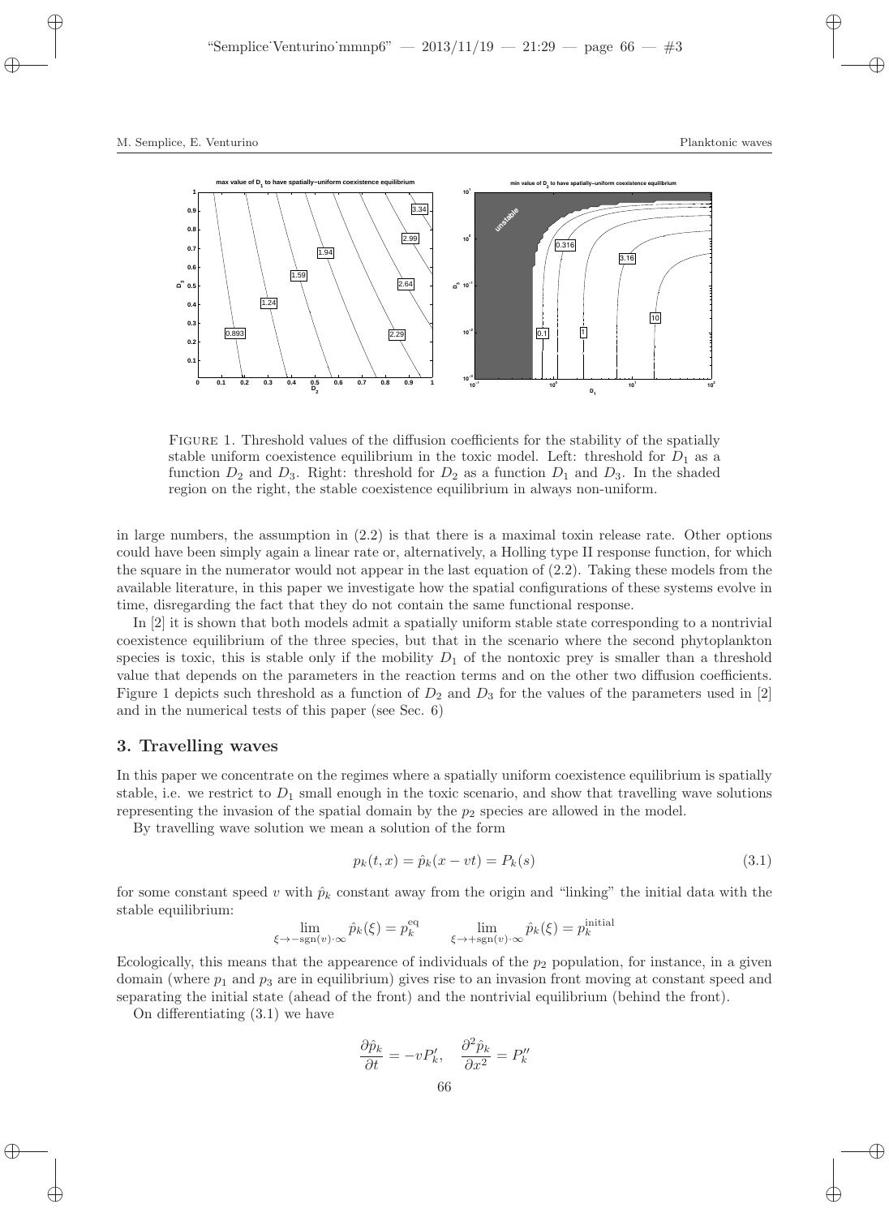FIGURE 1. Threshold values of the diffusion coefficients for the stability of the spatially stable uniform coexistence equilibrium in the toxic model. Left: threshold for $D_1$ as a function $D_2$ and $D_3$. Right: threshold for $D_2$ as a function $D_1$ and $D_3$. In the shaded region on the right, the stable coexistence equilibrium in always non-uniform.

in large numbers, the assumption in (2.2) is that there is a maximal toxin release rate. Other options could have been simply again a linear rate or, alternatively, a Holling type II response function, for which the square in the numerator would not appear in the last equation of (2.2). Taking these models from the available literature, in this paper we investigate how the spatial configurations of these systems evolve in time, disregarding the fact that they do not contain the same functional response.

In [2] it is shown that both models admit a spatially uniform stable state corresponding to a nontrivial coexistence equilibrium of the three species, but that in the scenario where the second phytoplankton species is toxic, this is stable only if the mobility $D_1$ of the nontoxic prey is smaller than a threshold value that depends on the parameters in the reaction terms and on the other two diffusion coefficients. Figure 1 depicts such threshold as a function of $D_2$ and $D_3$ for the values of the parameters used in [2] and in the numerical tests of this paper (see Sec. 6)

## 3. Travelling waves

In this paper we concentrate on the regimes where a spatially uniform coexistence equilibrium is spatially stable, i.e. we restrict to $D_1$ small enough in the toxic scenario, and show that travelling wave solutions representing the invasion of the spatial domain by the $p_2$ species are allowed in the model.

By travelling wave solution we mean a solution of the form

$$p_k(t,x) = \hat{p}_k(x - vt) = P_k(s) \tag{3.1}$$

for some constant speed $v$ with $\hat{p}_k$ constant away from the origin and "linking" the initial data with the stable equilibrium:

$$\lim_{\xi \to -\mathrm{sgn}(v)\cdot\infty} \hat{p}_k(\xi) = p_k^{\mathrm{eq}} \qquad \lim_{\xi \to +\mathrm{sgn}(v)\cdot\infty} \hat{p}_k(\xi) = p_k^{\mathrm{initial}}$$

Ecologically, this means that the appearence of individuals of the $p_2$ population, for instance, in a given domain (where $p_1$ and $p_3$ are in equilibrium) gives rise to an invasion front moving at constant speed and separating the initial state (ahead of the front) and the nontrivial equilibrium (behind the front).

On differentiating (3.1) we have

$$\frac{\partial \hat{p}_k}{\partial t} = -vP_k', \quad \frac{\partial^2 \hat{p}_k}{\partial x^2} = P_k''$$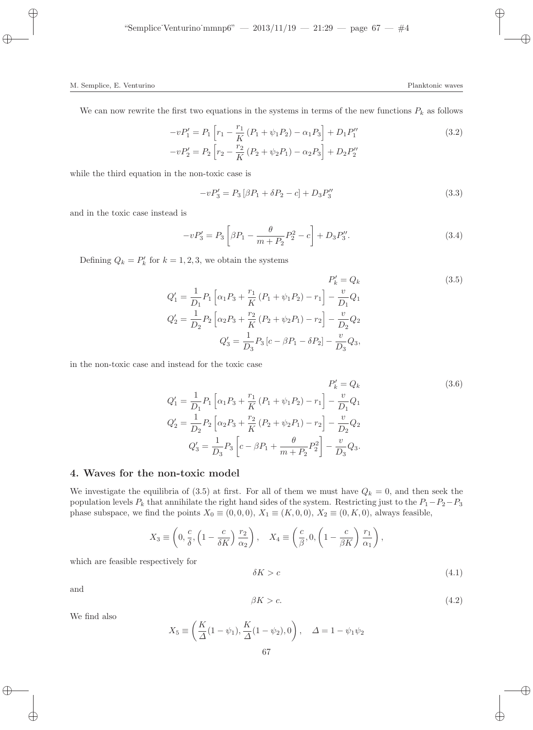We can now rewrite the first two equations in the systems in terms of the new functions $P_k$ as follows

$$
\begin{aligned}
-vP_1' &= P_1\left[r_1 - \frac{r_1}{K}\left(P_1 + \psi_1 P_2\right) - \alpha_1 P_3\right] + D_1 P_1'' \\
-vP_2' &= P_2\left[r_2 - \frac{r_2}{K}\left(P_2 + \psi_2 P_1\right) - \alpha_2 P_3\right] + D_2 P_2''
\end{aligned}
\tag{3.2}
$$

while the third equation in the non-toxic case is

$$
-vP_3' = P_3\left[\beta P_1 + \delta P_2 - c\right] + D_3 P_3'' \tag{3.3}
$$

and in the toxic case instead is

$$
-vP_3' = P_3\left[\beta P_1 - \frac{\theta}{m + P_2} P_2^2 - c\right] + D_3 P_3''. \tag{3.4}
$$

Defining $Q_k = P_k'$ for $k = 1, 2, 3$, we obtain the systems

$$
\begin{aligned}
P_k' &= Q_k \\
Q_1' &= \frac{1}{D_1} P_1\left[\alpha_1 P_3 + \frac{r_1}{K}\left(P_1 + \psi_1 P_2\right) - r_1\right] - \frac{v}{D_1} Q_1 \\
Q_2' &= \frac{1}{D_2} P_2\left[\alpha_2 P_3 + \frac{r_2}{K}\left(P_2 + \psi_2 P_1\right) - r_2\right] - \frac{v}{D_2} Q_2 \\
Q_3' &= \frac{1}{D_3} P_3\left[c - \beta P_1 - \delta P_2\right] - \frac{v}{D_3} Q_3,
\end{aligned}
\tag{3.5}
$$

in the non-toxic case and instead for the toxic case

$$
\begin{aligned}
P_k' &= Q_k \\
Q_1' &= \frac{1}{D_1} P_1\left[\alpha_1 P_3 + \frac{r_1}{K}\left(P_1 + \psi_1 P_2\right) - r_1\right] - \frac{v}{D_1} Q_1 \\
Q_2' &= \frac{1}{D_2} P_2\left[\alpha_2 P_3 + \frac{r_2}{K}\left(P_2 + \psi_2 P_1\right) - r_2\right] - \frac{v}{D_2} Q_2 \\
Q_3' &= \frac{1}{D_3} P_3\left[c - \beta P_1 + \frac{\theta}{m + P_2} P_2^2\right] - \frac{v}{D_3} Q_3.
\end{aligned}
\tag{3.6}
$$

## 4. Waves for the non-toxic model

We investigate the equilibria of (3.5) at first. For all of them we must have $Q_k = 0$, and then seek the population levels $P_k$ that annihilate the right hand sides of the system. Restricting just to the $P_1 - P_2 - P_3$ phase subspace, we find the points $X_0 \equiv (0, 0, 0)$, $X_1 \equiv (K, 0, 0)$, $X_2 \equiv (0, K, 0)$, always feasible,

$$
X_3 \equiv \left(0, \frac{c}{\delta}, \left(1 - \frac{c}{\delta K}\right)\frac{r_2}{\alpha_2}\right), \quad X_4 \equiv \left(\frac{c}{\beta}, 0, \left(1 - \frac{c}{\beta K}\right)\frac{r_1}{\alpha_1}\right),
$$

which are feasible respectively for

$$
\delta K > c \tag{4.1}
$$

and

$$
\beta K > c. \tag{4.2}
$$

We find also

$$
X_5 \equiv \left(\frac{K}{\Delta}(1 - \psi_1), \frac{K}{\Delta}(1 - \psi_2), 0\right), \quad \Delta = 1 - \psi_1 \psi_2
$$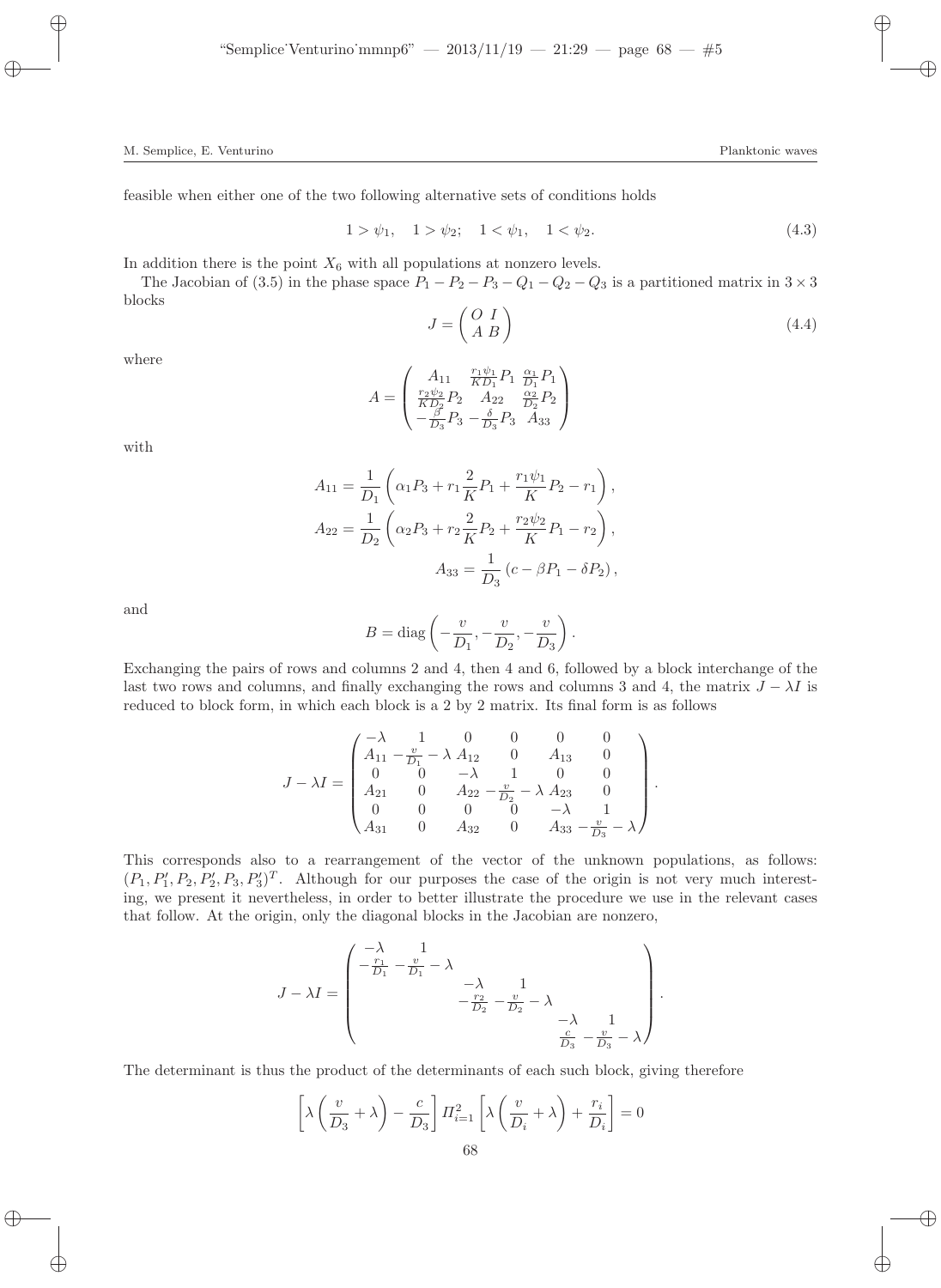feasible when either one of the two following alternative sets of conditions holds

$$1 > \psi_1, \quad 1 > \psi_2; \quad 1 < \psi_1, \quad 1 < \psi_2. \tag{4.3}$$

In addition there is the point $X_6$ with all populations at nonzero levels.

The Jacobian of (3.5) in the phase space $P_1 - P_2 - P_3 - Q_1 - Q_2 - Q_3$ is a partitioned matrix in $3 \times 3$ blocks

$$J = \begin{pmatrix} O & I \\ A & B \end{pmatrix} \tag{4.4}$$

where

$$A = \begin{pmatrix} A_{11} & \frac{r_1 \psi_1}{K D_1} P_1 & \frac{\alpha_1}{D_1} P_1 \\ \frac{r_2 \psi_2}{K D_2} P_2 & A_{22} & \frac{\alpha_2}{D_2} P_2 \\ -\frac{\beta}{D_3} P_3 & -\frac{\delta}{D_3} P_3 & A_{33} \end{pmatrix}$$

with

$$A_{11} = \frac{1}{D_1} \left( \alpha_1 P_3 + r_1 \frac{2}{K} P_1 + \frac{r_1 \psi_1}{K} P_2 - r_1 \right),$$

$$A_{22} = \frac{1}{D_2} \left( \alpha_2 P_3 + r_2 \frac{2}{K} P_2 + \frac{r_2 \psi_2}{K} P_1 - r_2 \right),$$

$$A_{33} = \frac{1}{D_3} \left( c - \beta P_1 - \delta P_2 \right),$$

and

$$B = \operatorname{diag} \left( -\frac{v}{D_1}, -\frac{v}{D_2}, -\frac{v}{D_3} \right).$$

Exchanging the pairs of rows and columns 2 and 4, then 4 and 6, followed by a block interchange of the last two rows and columns, and finally exchanging the rows and columns 3 and 4, the matrix $J - \lambda I$ is reduced to block form, in which each block is a 2 by 2 matrix. Its final form is as follows

$$J - \lambda I = \begin{pmatrix} -\lambda & 1 & 0 & 0 & 0 & 0 \\ A_{11} & -\frac{v}{D_1} - \lambda & A_{12} & 0 & A_{13} & 0 \\ 0 & 0 & -\lambda & 1 & 0 & 0 \\ A_{21} & 0 & A_{22} & -\frac{v}{D_2} - \lambda & A_{23} & 0 \\ 0 & 0 & 0 & 0 & -\lambda & 1 \\ A_{31} & 0 & A_{32} & 0 & A_{33} & -\frac{v}{D_3} - \lambda \end{pmatrix}.$$

This corresponds also to a rearrangement of the vector of the unknown populations, as follows: $(P_1, P_1', P_2, P_2', P_3, P_3')^T$. Although for our purposes the case of the origin is not very much interesting, we present it nevertheless, in order to better illustrate the procedure we use in the relevant cases that follow. At the origin, only the diagonal blocks in the Jacobian are nonzero,

$$J - \lambda I = \begin{pmatrix} -\lambda & 1 & & & & \\ -\frac{r_1}{D_1} & -\frac{v}{D_1} - \lambda & & & & \\ & & -\lambda & 1 & & \\ & & -\frac{r_2}{D_2} & -\frac{v}{D_2} - \lambda & & \\ & & & & -\lambda & 1 \\ & & & & \frac{c}{D_3} & -\frac{v}{D_3} - \lambda \end{pmatrix}.$$

The determinant is thus the product of the determinants of each such block, giving therefore

$$\left[ \lambda \left( \frac{v}{D_3} + \lambda \right) - \frac{c}{D_3} \right] \Pi_{i=1}^{2} \left[ \lambda \left( \frac{v}{D_i} + \lambda \right) + \frac{r_i}{D_i} \right] = 0$$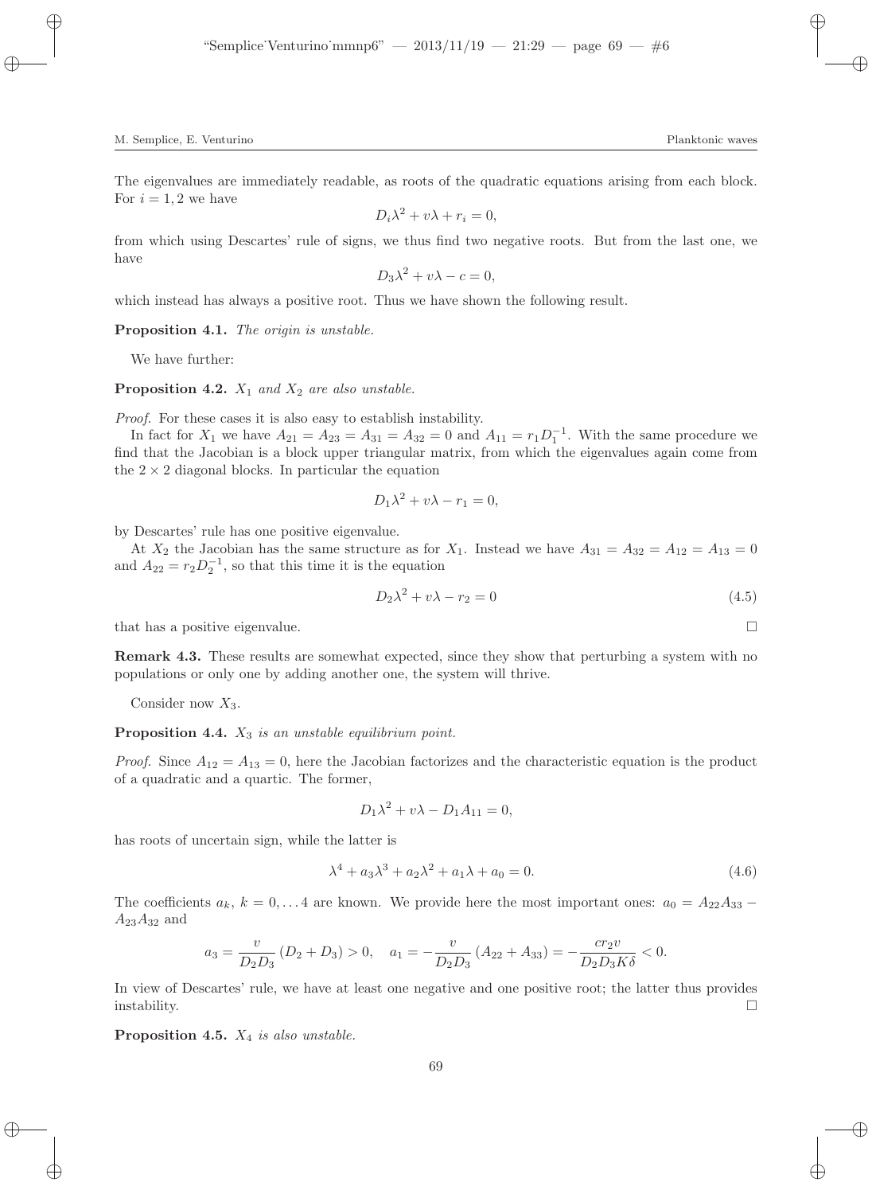The eigenvalues are immediately readable, as roots of the quadratic equations arising from each block. For $i = 1, 2$ we have

$$D_i\lambda^2 + v\lambda + r_i = 0,$$

from which using Descartes' rule of signs, we thus find two negative roots. But from the last one, we have

$$D_3\lambda^2 + v\lambda - c = 0,$$

which instead has always a positive root. Thus we have shown the following result.

**Proposition 4.1.** *The origin is unstable.*

We have further:

**Proposition 4.2.** *$X_1$ and $X_2$ are also unstable.*

*Proof.* For these cases it is also easy to establish instability.

In fact for $X_1$ we have $A_{21} = A_{23} = A_{31} = A_{32} = 0$ and $A_{11} = r_1 D_1^{-1}$. With the same procedure we find that the Jacobian is a block upper triangular matrix, from which the eigenvalues again come from the $2 \times 2$ diagonal blocks. In particular the equation

$$D_1\lambda^2 + v\lambda - r_1 = 0,$$

by Descartes' rule has one positive eigenvalue.

At $X_2$ the Jacobian has the same structure as for $X_1$. Instead we have $A_{31} = A_{32} = A_{12} = A_{13} = 0$ and $A_{22} = r_2 D_2^{-1}$, so that this time it is the equation

$$D_2\lambda^2 + v\lambda - r_2 = 0 \tag{4.5}$$

that has a positive eigenvalue. □

**Remark 4.3.** These results are somewhat expected, since they show that perturbing a system with no populations or only one by adding another one, the system will thrive.

Consider now $X_3$.

**Proposition 4.4.** *$X_3$ is an unstable equilibrium point.*

*Proof.* Since $A_{12} = A_{13} = 0$, here the Jacobian factorizes and the characteristic equation is the product of a quadratic and a quartic. The former,

$$D_1\lambda^2 + v\lambda - D_1 A_{11} = 0,$$

has roots of uncertain sign, while the latter is

$$\lambda^4 + a_3\lambda^3 + a_2\lambda^2 + a_1\lambda + a_0 = 0. \tag{4.6}$$

The coefficients $a_k$, $k = 0, \ldots 4$ are known. We provide here the most important ones: $a_0 = A_{22}A_{33} - A_{23}A_{32}$ and

$$a_3 = \frac{v}{D_2 D_3}(D_2 + D_3) > 0, \quad a_1 = -\frac{v}{D_2 D_3}(A_{22} + A_{33}) = -\frac{c r_2 v}{D_2 D_3 K \delta} < 0.$$

In view of Descartes' rule, we have at least one negative and one positive root; the latter thus provides instability. □

**Proposition 4.5.** *$X_4$ is also unstable.*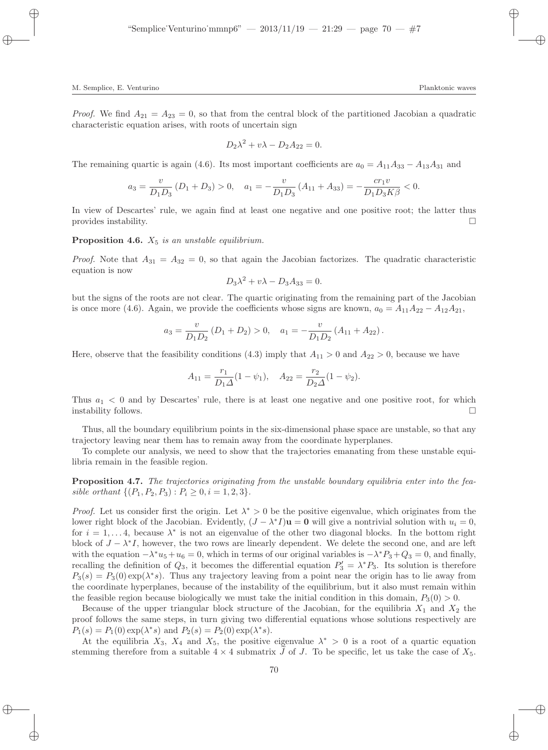*Proof.* We find $A_{21} = A_{23} = 0$, so that from the central block of the partitioned Jacobian a quadratic characteristic equation arises, with roots of uncertain sign

$$D_2\lambda^2 + v\lambda - D_2 A_{22} = 0.$$

The remaining quartic is again (4.6). Its most important coefficients are $a_0 = A_{11}A_{33} - A_{13}A_{31}$ and

$$a_3 = \frac{v}{D_1 D_3}(D_1 + D_3) > 0, \quad a_1 = -\frac{v}{D_1 D_3}(A_{11} + A_{33}) = -\frac{c r_1 v}{D_1 D_3 K \beta} < 0.$$

In view of Descartes' rule, we again find at least one negative and one positive root; the latter thus provides instability. $\square$

**Proposition 4.6.** *$X_5$ is an unstable equilibrium.*

*Proof.* Note that $A_{31} = A_{32} = 0$, so that again the Jacobian factorizes. The quadratic characteristic equation is now

$$D_3\lambda^2 + v\lambda - D_3 A_{33} = 0.$$

but the signs of the roots are not clear. The quartic originating from the remaining part of the Jacobian is once more (4.6). Again, we provide the coefficients whose signs are known, $a_0 = A_{11}A_{22} - A_{12}A_{21}$,

$$a_3 = \frac{v}{D_1 D_2}(D_1 + D_2) > 0, \quad a_1 = -\frac{v}{D_1 D_2}(A_{11} + A_{22}).$$

Here, observe that the feasibility conditions (4.3) imply that $A_{11} > 0$ and $A_{22} > 0$, because we have

$$A_{11} = \frac{r_1}{D_1 \Delta}(1 - \psi_1), \quad A_{22} = \frac{r_2}{D_2 \Delta}(1 - \psi_2).$$

Thus $a_1 < 0$ and by Descartes' rule, there is at least one negative and one positive root, for which instability follows. $\square$

Thus, all the boundary equilibrium points in the six-dimensional phase space are unstable, so that any trajectory leaving near them has to remain away from the coordinate hyperplanes.

To complete our analysis, we need to show that the trajectories emanating from these unstable equilibria remain in the feasible region.

**Proposition 4.7.** *The trajectories originating from the unstable boundary equilibria enter into the feasible orthant $\{(P_1, P_2, P_3) : P_i \geq 0, i = 1, 2, 3\}$.*

*Proof.* Let us consider first the origin. Let $\lambda^* > 0$ be the positive eigenvalue, which originates from the lower right block of the Jacobian. Evidently, $(J - \lambda^* I)\mathbf{u} = \mathbf{0}$ will give a nontrivial solution with $u_i = 0$, for $i = 1, \dots 4$, because $\lambda^*$ is not an eigenvalue of the other two diagonal blocks. In the bottom right block of $J - \lambda^* I$, however, the two rows are linearly dependent. We delete the second one, and are left with the equation $-\lambda^* u_5 + u_6 = 0$, which in terms of our original variables is $-\lambda^* P_3 + Q_3 = 0$, and finally, recalling the definition of $Q_3$, it becomes the differential equation $P_3' = \lambda^* P_3$. Its solution is therefore $P_3(s) = P_3(0)\exp(\lambda^* s)$. Thus any trajectory leaving from a point near the origin has to lie away from the coordinate hyperplanes, because of the instability of the equilibrium, but it also must remain within the feasible region because biologically we must take the initial condition in this domain, $P_3(0) > 0$.

Because of the upper triangular block structure of the Jacobian, for the equilibria $X_1$ and $X_2$ the proof follows the same steps, in turn giving two differential equations whose solutions respectively are $P_1(s) = P_1(0)\exp(\lambda^* s)$ and $P_2(s) = P_2(0)\exp(\lambda^* s)$.

At the equilibria $X_3$, $X_4$ and $X_5$, the positive eigenvalue $\lambda^* > 0$ is a root of a quartic equation stemming therefore from a suitable $4 \times 4$ submatrix $\tilde{J}$ of $J$. To be specific, let us take the case of $X_5$.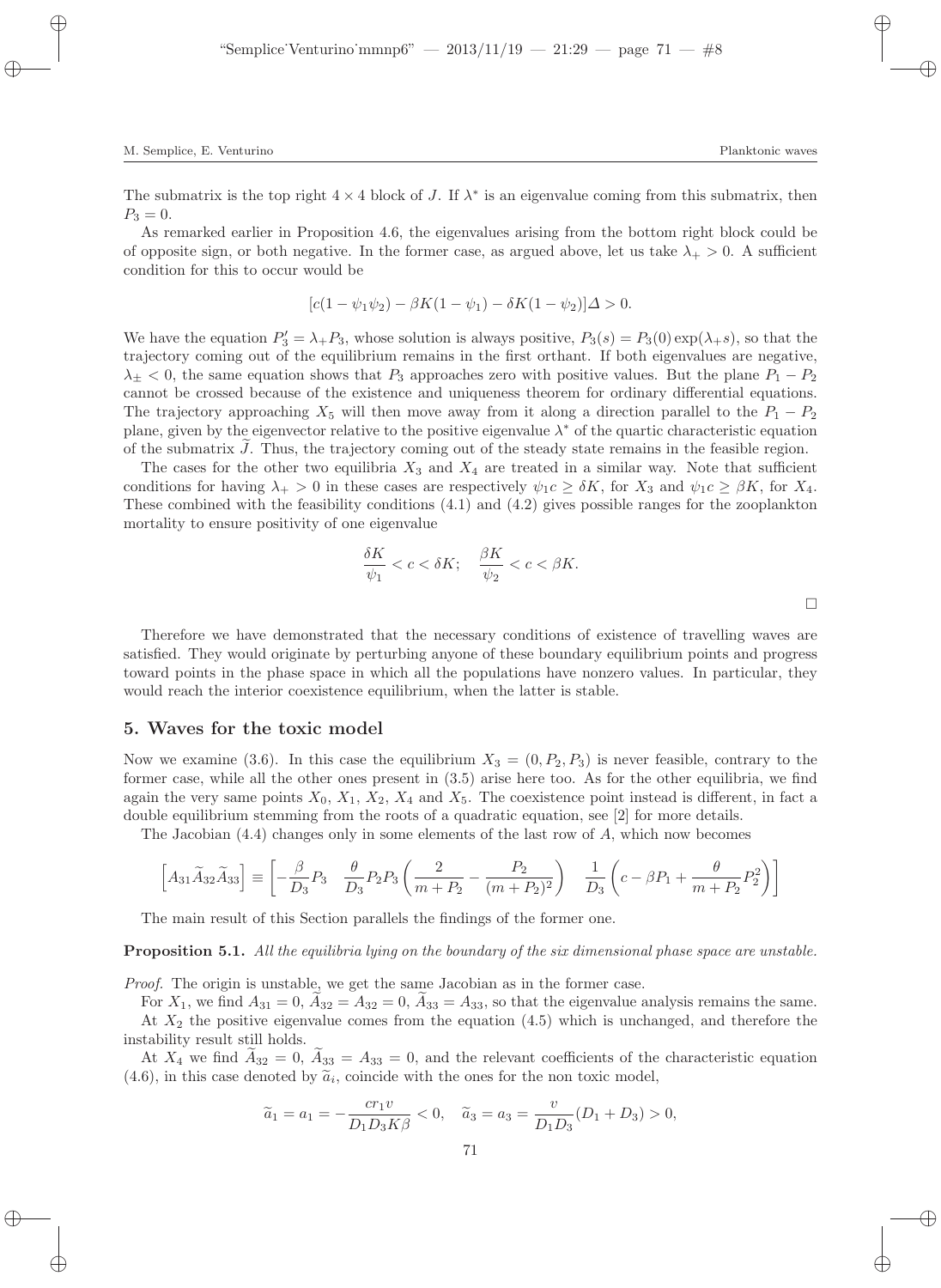The submatrix is the top right $4 \times 4$ block of $J$. If $\lambda^*$ is an eigenvalue coming from this submatrix, then $P_3 = 0$.

As remarked earlier in Proposition 4.6, the eigenvalues arising from the bottom right block could be of opposite sign, or both negative. In the former case, as argued above, let us take $\lambda_+ > 0$. A sufficient condition for this to occur would be

$$[c(1 - \psi_1\psi_2) - \beta K(1 - \psi_1) - \delta K(1 - \psi_2)]\Delta > 0.$$

We have the equation $P_3' = \lambda_+ P_3$, whose solution is always positive, $P_3(s) = P_3(0)\exp(\lambda_+ s)$, so that the trajectory coming out of the equilibrium remains in the first orthant. If both eigenvalues are negative, $\lambda_\pm < 0$, the same equation shows that $P_3$ approaches zero with positive values. But the plane $P_1 - P_2$ cannot be crossed because of the existence and uniqueness theorem for ordinary differential equations. The trajectory approaching $X_5$ will then move away from it along a direction parallel to the $P_1 - P_2$ plane, given by the eigenvector relative to the positive eigenvalue $\lambda^*$ of the quartic characteristic equation of the submatrix $\widetilde{J}$. Thus, the trajectory coming out of the steady state remains in the feasible region.

The cases for the other two equilibria $X_3$ and $X_4$ are treated in a similar way. Note that sufficient conditions for having $\lambda_+ > 0$ in these cases are respectively $\psi_1 c \geq \delta K$, for $X_3$ and $\psi_1 c \geq \beta K$, for $X_4$. These combined with the feasibility conditions (4.1) and (4.2) gives possible ranges for the zooplankton mortality to ensure positivity of one eigenvalue

$$\frac{\delta K}{\psi_1} < c < \delta K; \quad \frac{\beta K}{\psi_2} < c < \beta K.$$

□

Therefore we have demonstrated that the necessary conditions of existence of travelling waves are satisfied. They would originate by perturbing anyone of these boundary equilibrium points and progress toward points in the phase space in which all the populations have nonzero values. In particular, they would reach the interior coexistence equilibrium, when the latter is stable.

## 5. Waves for the toxic model

Now we examine (3.6). In this case the equilibrium $X_3 = (0, P_2, P_3)$ is never feasible, contrary to the former case, while all the other ones present in (3.5) arise here too. As for the other equilibria, we find again the very same points $X_0$, $X_1$, $X_2$, $X_4$ and $X_5$. The coexistence point instead is different, in fact a double equilibrium stemming from the roots of a quadratic equation, see [2] for more details.

The Jacobian (4.4) changes only in some elements of the last row of $A$, which now becomes

$$\left[A_{31}\widetilde{A}_{32}\widetilde{A}_{33}\right] \equiv \left[-\frac{\beta}{D_3}P_3 \quad \frac{\theta}{D_3}P_2P_3\left(\frac{2}{m+P_2} - \frac{P_2}{(m+P_2)^2}\right) \quad \frac{1}{D_3}\left(c - \beta P_1 + \frac{\theta}{m+P_2}P_2^2\right)\right]$$

The main result of this Section parallels the findings of the former one.

**Proposition 5.1.** *All the equilibria lying on the boundary of the six dimensional phase space are unstable.*

*Proof.* The origin is unstable, we get the same Jacobian as in the former case.

For $X_1$, we find $A_{31} = 0$, $\widetilde{A}_{32} = A_{32} = 0$, $\widetilde{A}_{33} = A_{33}$, so that the eigenvalue analysis remains the same.

At $X_2$ the positive eigenvalue comes from the equation (4.5) which is unchanged, and therefore the instability result still holds.

At $X_4$ we find $\widetilde{A}_{32} = 0$, $\widetilde{A}_{33} = A_{33} = 0$, and the relevant coefficients of the characteristic equation (4.6), in this case denoted by $\widetilde{a}_i$, coincide with the ones for the non toxic model,

$$\widetilde{a}_1 = a_1 = -\frac{cr_1v}{D_1D_3K\beta} < 0, \quad \widetilde{a}_3 = a_3 = \frac{v}{D_1D_3}(D_1 + D_3) > 0,$$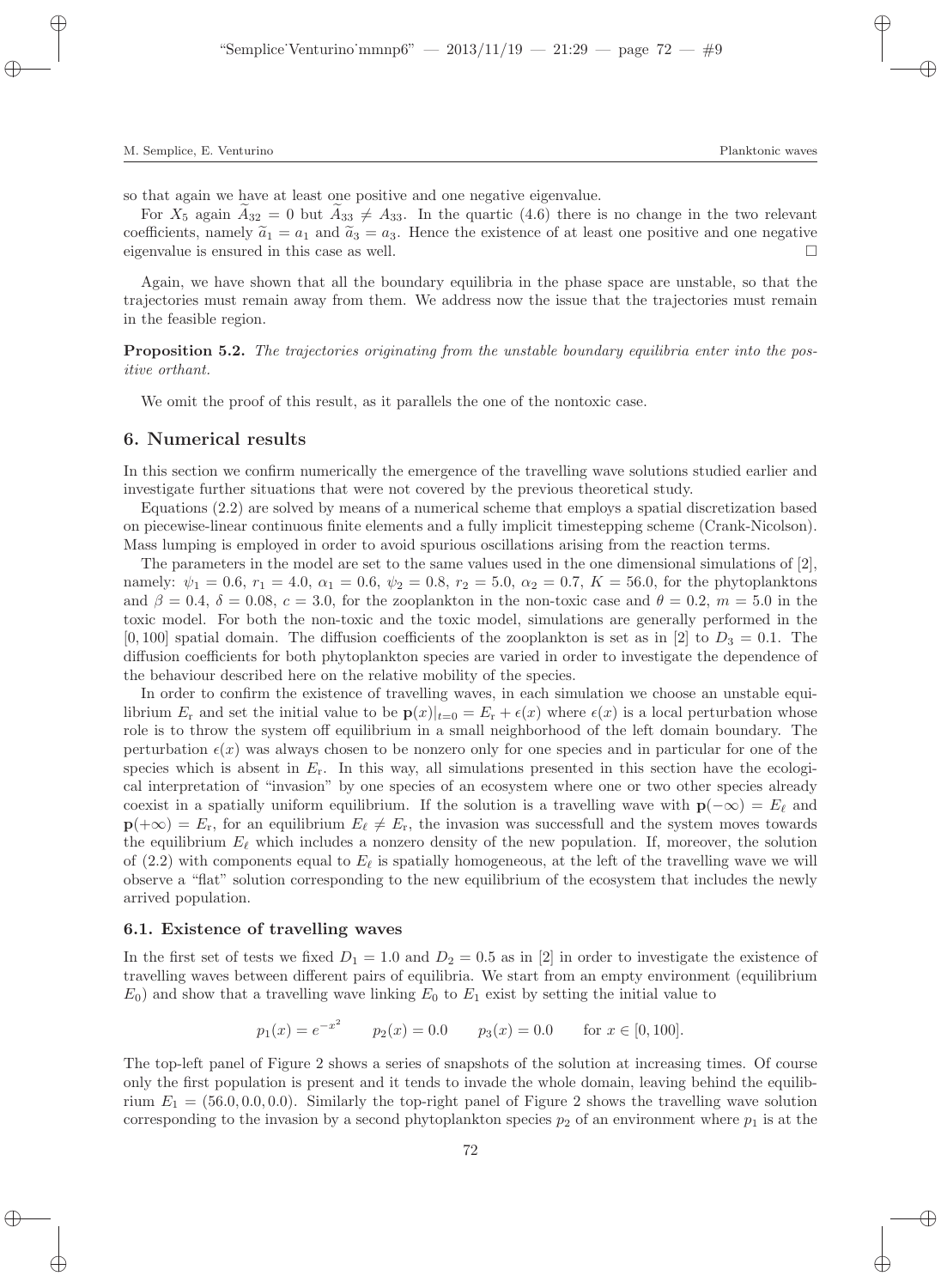so that again we have at least one positive and one negative eigenvalue.

For $X_5$ again $\widetilde{A}_{32} = 0$ but $\widetilde{A}_{33} \neq A_{33}$. In the quartic (4.6) there is no change in the two relevant coefficients, namely $\widetilde{a}_1 = a_1$ and $\widetilde{a}_3 = a_3$. Hence the existence of at least one positive and one negative eigenvalue is ensured in this case as well. □

Again, we have shown that all the boundary equilibria in the phase space are unstable, so that the trajectories must remain away from them. We address now the issue that the trajectories must remain in the feasible region.

**Proposition 5.2.** *The trajectories originating from the unstable boundary equilibria enter into the positive orthant.*

We omit the proof of this result, as it parallels the one of the nontoxic case.

## 6. Numerical results

In this section we confirm numerically the emergence of the travelling wave solutions studied earlier and investigate further situations that were not covered by the previous theoretical study.

Equations (2.2) are solved by means of a numerical scheme that employs a spatial discretization based on piecewise-linear continuous finite elements and a fully implicit timestepping scheme (Crank-Nicolson). Mass lumping is employed in order to avoid spurious oscillations arising from the reaction terms.

The parameters in the model are set to the same values used in the one dimensional simulations of [2], namely: $\psi_1 = 0.6$, $r_1 = 4.0$, $\alpha_1 = 0.6$, $\psi_2 = 0.8$, $r_2 = 5.0$, $\alpha_2 = 0.7$, $K = 56.0$, for the phytoplanktons and $\beta = 0.4$, $\delta = 0.08$, $c = 3.0$, for the zooplankton in the non-toxic case and $\theta = 0.2$, $m = 5.0$ in the toxic model. For both the non-toxic and the toxic model, simulations are generally performed in the $[0, 100]$ spatial domain. The diffusion coefficients of the zooplankton is set as in [2] to $D_3 = 0.1$. The diffusion coefficients for both phytoplankton species are varied in order to investigate the dependence of the behaviour described here on the relative mobility of the species.

In order to confirm the existence of travelling waves, in each simulation we choose an unstable equilibrium $E_r$ and set the initial value to be $\mathbf{p}(x)|_{t=0} = E_r + \epsilon(x)$ where $\epsilon(x)$ is a local perturbation whose role is to throw the system off equilibrium in a small neighborhood of the left domain boundary. The perturbation $\epsilon(x)$ was always chosen to be nonzero only for one species and in particular for one of the species which is absent in $E_r$. In this way, all simulations presented in this section have the ecological interpretation of "invasion" by one species of an ecosystem where one or two other species already coexist in a spatially uniform equilibrium. If the solution is a travelling wave with $\mathbf{p}(-\infty) = E_\ell$ and $\mathbf{p}(+\infty) = E_r$, for an equilibrium $E_\ell \neq E_r$, the invasion was successfull and the system moves towards the equilibrium $E_\ell$ which includes a nonzero density of the new population. If, moreover, the solution of (2.2) with components equal to $E_\ell$ is spatially homogeneous, at the left of the travelling wave we will observe a "flat" solution corresponding to the new equilibrium of the ecosystem that includes the newly arrived population.

### 6.1. Existence of travelling waves

In the first set of tests we fixed $D_1 = 1.0$ and $D_2 = 0.5$ as in [2] in order to investigate the existence of travelling waves between different pairs of equilibria. We start from an empty environment (equilibrium $E_0$) and show that a travelling wave linking $E_0$ to $E_1$ exist by setting the initial value to

$$p_1(x) = e^{-x^2} \qquad p_2(x) = 0.0 \qquad p_3(x) = 0.0 \qquad \text{for } x \in [0, 100].$$

The top-left panel of Figure 2 shows a series of snapshots of the solution at increasing times. Of course only the first population is present and it tends to invade the whole domain, leaving behind the equilibrium $E_1 = (56.0, 0.0, 0.0)$. Similarly the top-right panel of Figure 2 shows the travelling wave solution corresponding to the invasion by a second phytoplankton species $p_2$ of an environment where $p_1$ is at the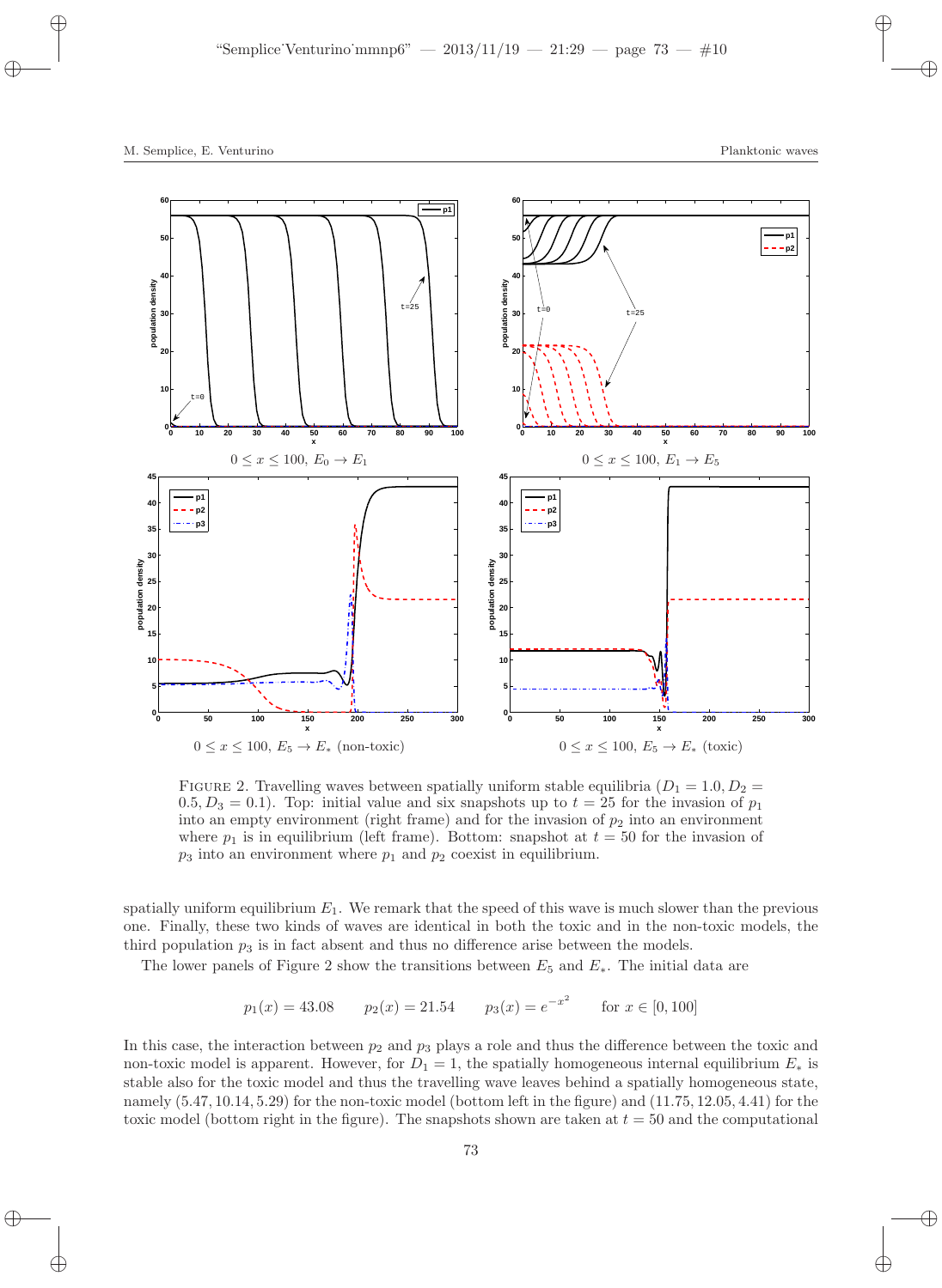$0 \le x \le 100$, $E_0 \to E_1$

$0 \le x \le 100$, $E_1 \to E_5$

$0 \le x \le 100$, $E_5 \to E_*$ (non-toxic)

$0 \le x \le 100$, $E_5 \to E_*$ (toxic)

FIGURE 2. Travelling waves between spatially uniform stable equilibria ($D_1 = 1.0, D_2 = 0.5, D_3 = 0.1$). Top: initial value and six snapshots up to $t = 25$ for the invasion of $p_1$ into an empty environment (right frame) and for the invasion of $p_2$ into an environment where $p_1$ is in equilibrium (left frame). Bottom: snapshot at $t = 50$ for the invasion of $p_3$ into an environment where $p_1$ and $p_2$ coexist in equilibrium.

spatially uniform equilibrium $E_1$. We remark that the speed of this wave is much slower than the previous one. Finally, these two kinds of waves are identical in both the toxic and in the non-toxic models, the third population $p_3$ is in fact absent and thus no difference arise between the models.

The lower panels of Figure 2 show the transitions between $E_5$ and $E_*$. The initial data are

$$p_1(x) = 43.08 \qquad p_2(x) = 21.54 \qquad p_3(x) = e^{-x^2} \qquad \text{for } x \in [0, 100]$$

In this case, the interaction between $p_2$ and $p_3$ plays a role and thus the difference between the toxic and non-toxic model is apparent. However, for $D_1 = 1$, the spatially homogeneous internal equilibrium $E_*$ is stable also for the toxic model and thus the travelling wave leaves behind a spatially homogeneous state, namely $(5.47, 10.14, 5.29)$ for the non-toxic model (bottom left in the figure) and $(11.75, 12.05, 4.41)$ for the toxic model (bottom right in the figure). The snapshots shown are taken at $t = 50$ and the computational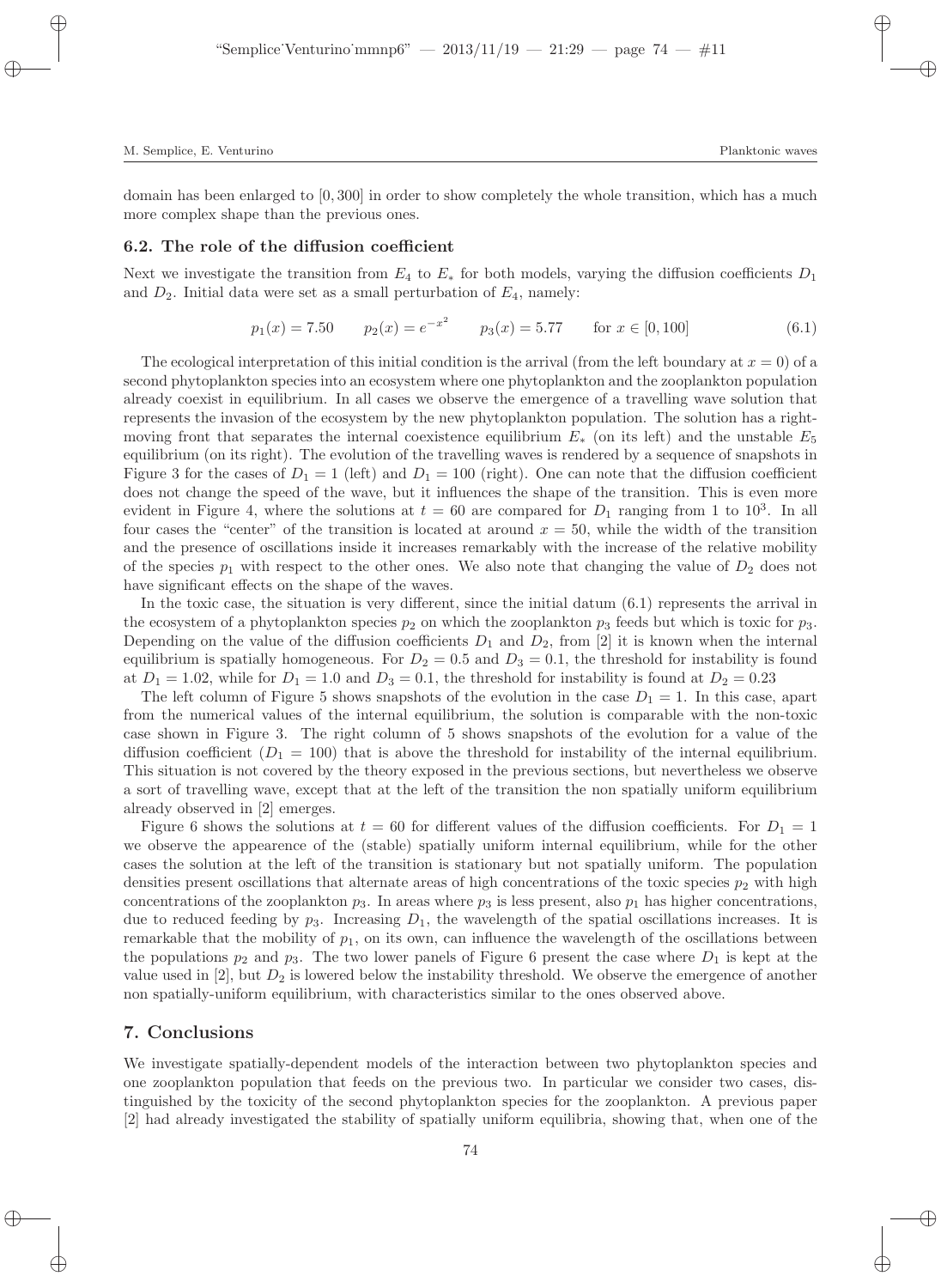domain has been enlarged to $[0, 300]$ in order to show completely the whole transition, which has a much more complex shape than the previous ones.

### 6.2. The role of the diffusion coefficient

Next we investigate the transition from $E_4$ to $E_*$ for both models, varying the diffusion coefficients $D_1$ and $D_2$. Initial data were set as a small perturbation of $E_4$, namely:

$$p_1(x) = 7.50 \qquad p_2(x) = e^{-x^2} \qquad p_3(x) = 5.77 \qquad \text{for } x \in [0, 100] \tag{6.1}$$

The ecological interpretation of this initial condition is the arrival (from the left boundary at $x = 0$) of a second phytoplankton species into an ecosystem where one phytoplankton and the zooplankton population already coexist in equilibrium. In all cases we observe the emergence of a travelling wave solution that represents the invasion of the ecosystem by the new phytoplankton population. The solution has a right-moving front that separates the internal coexistence equilibrium $E_*$ (on its left) and the unstable $E_5$ equilibrium (on its right). The evolution of the travelling waves is rendered by a sequence of snapshots in Figure 3 for the cases of $D_1 = 1$ (left) and $D_1 = 100$ (right). One can note that the diffusion coefficient does not change the speed of the wave, but it influences the shape of the transition. This is even more evident in Figure 4, where the solutions at $t = 60$ are compared for $D_1$ ranging from 1 to $10^3$. In all four cases the "center" of the transition is located at around $x = 50$, while the width of the transition and the presence of oscillations inside it increases remarkably with the increase of the relative mobility of the species $p_1$ with respect to the other ones. We also note that changing the value of $D_2$ does not have significant effects on the shape of the waves.

In the toxic case, the situation is very different, since the initial datum (6.1) represents the arrival in the ecosystem of a phytoplankton species $p_2$ on which the zooplankton $p_3$ feeds but which is toxic for $p_3$. Depending on the value of the diffusion coefficients $D_1$ and $D_2$, from [2] it is known when the internal equilibrium is spatially homogeneous. For $D_2 = 0.5$ and $D_3 = 0.1$, the threshold for instability is found at $D_1 = 1.02$, while for $D_1 = 1.0$ and $D_3 = 0.1$, the threshold for instability is found at $D_2 = 0.23$

The left column of Figure 5 shows snapshots of the evolution in the case $D_1 = 1$. In this case, apart from the numerical values of the internal equilibrium, the solution is comparable with the non-toxic case shown in Figure 3. The right column of 5 shows snapshots of the evolution for a value of the diffusion coefficient ($D_1 = 100$) that is above the threshold for instability of the internal equilibrium. This situation is not covered by the theory exposed in the previous sections, but nevertheless we observe a sort of travelling wave, except that at the left of the transition the non spatially uniform equilibrium already observed in [2] emerges.

Figure 6 shows the solutions at $t = 60$ for different values of the diffusion coefficients. For $D_1 = 1$ we observe the appearence of the (stable) spatially uniform internal equilibrium, while for the other cases the solution at the left of the transition is stationary but not spatially uniform. The population densities present oscillations that alternate areas of high concentrations of the toxic species $p_2$ with high concentrations of the zooplankton $p_3$. In areas where $p_3$ is less present, also $p_1$ has higher concentrations, due to reduced feeding by $p_3$. Increasing $D_1$, the wavelength of the spatial oscillations increases. It is remarkable that the mobility of $p_1$, on its own, can influence the wavelength of the oscillations between the populations $p_2$ and $p_3$. The two lower panels of Figure 6 present the case where $D_1$ is kept at the value used in [2], but $D_2$ is lowered below the instability threshold. We observe the emergence of another non spatially-uniform equilibrium, with characteristics similar to the ones observed above.

## 7. Conclusions

We investigate spatially-dependent models of the interaction between two phytoplankton species and one zooplankton population that feeds on the previous two. In particular we consider two cases, distinguished by the toxicity of the second phytoplankton species for the zooplankton. A previous paper [2] had already investigated the stability of spatially uniform equilibria, showing that, when one of the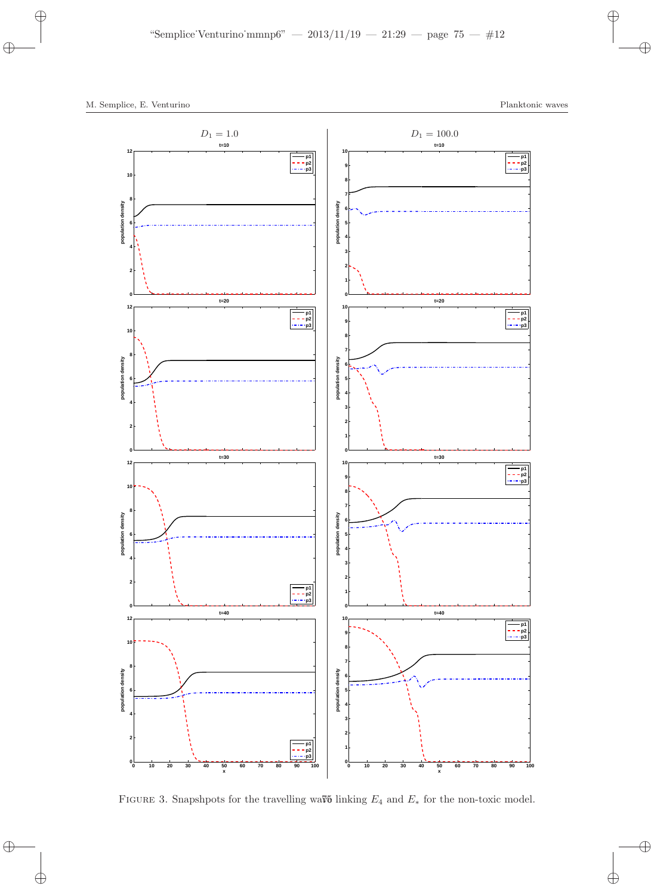$D_1 = 1.0$ $D_1 = 100.0$

FIGURE 3. Snapshpots for the travelling wave linking $E_4$ and $E_*$ for the non-toxic model.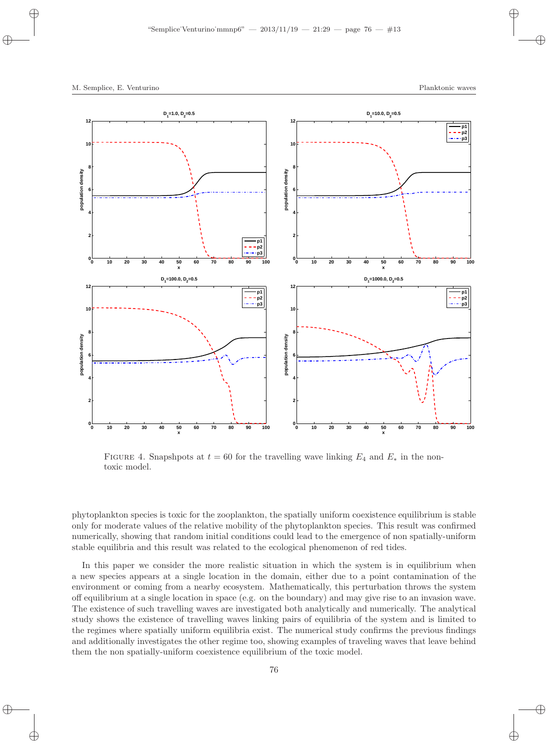FIGURE 4. Snapshpots at $t = 60$ for the travelling wave linking $E_4$ and $E_*$ in the non-toxic model.

phytoplankton species is toxic for the zooplankton, the spatially uniform coexistence equilibrium is stable only for moderate values of the relative mobility of the phytoplankton species. This result was confirmed numerically, showing that random initial conditions could lead to the emergence of non spatially-uniform stable equilibria and this result was related to the ecological phenomenon of red tides.

In this paper we consider the more realistic situation in which the system is in equilibrium when a new species appears at a single location in the domain, either due to a point contamination of the environment or coming from a nearby ecosystem. Mathematically, this perturbation throws the system off equilibrium at a single location in space (e.g. on the boundary) and may give rise to an invasion wave. The existence of such travelling waves are investigated both analytically and numerically. The analytical study shows the existence of travelling waves linking pairs of equilibria of the system and is limited to the regimes where spatially uniform equilibria exist. The numerical study confirms the previous findings and additionally investigates the other regime too, showing examples of traveling waves that leave behind them the non spatially-uniform coexistence equilibrium of the toxic model.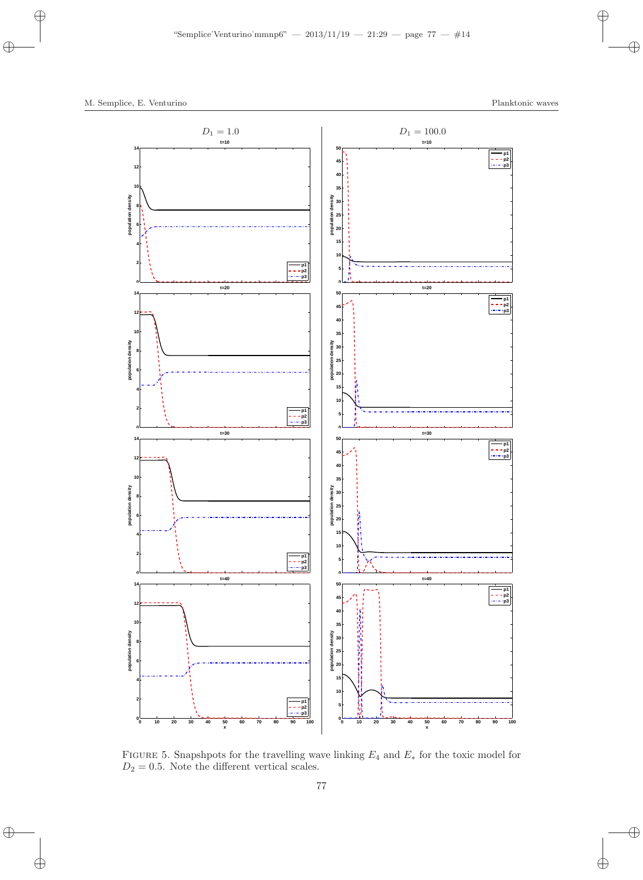$D_1 = 1.0$ | $D_1 = 100.0$

FIGURE 5. Snapshpots for the travelling wave linking $E_4$ and $E_*$ for the toxic model for $D_2 = 0.5$. Note the different vertical scales.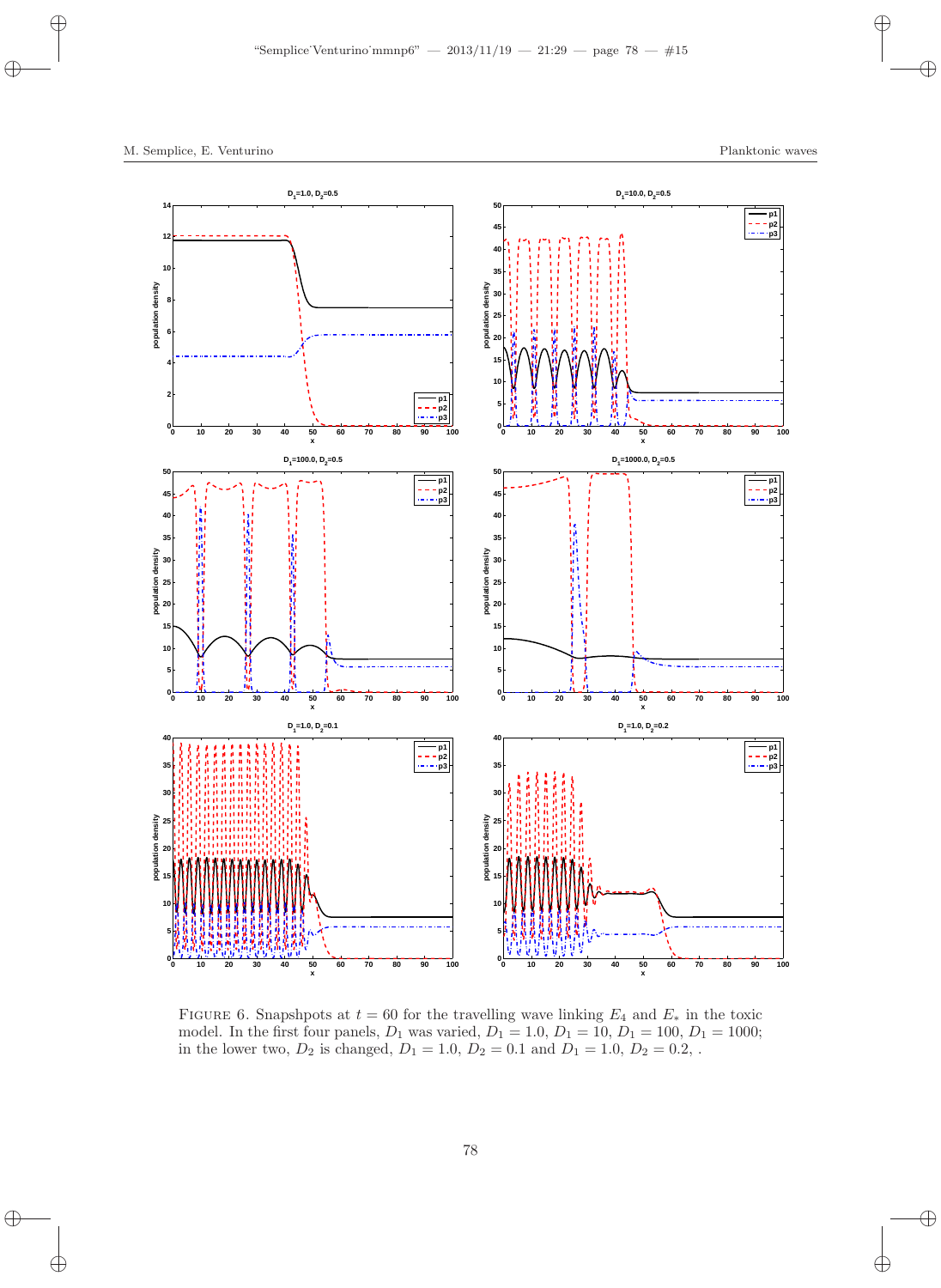FIGURE 6. Snapshpots at $t = 60$ for the travelling wave linking $E_4$ and $E_*$ in the toxic model. In the first four panels, $D_1$ was varied, $D_1 = 1.0$, $D_1 = 10$, $D_1 = 100$, $D_1 = 1000$; in the lower two, $D_2$ is changed, $D_1 = 1.0$, $D_2 = 0.1$ and $D_1 = 1.0$, $D_2 = 0.2$, .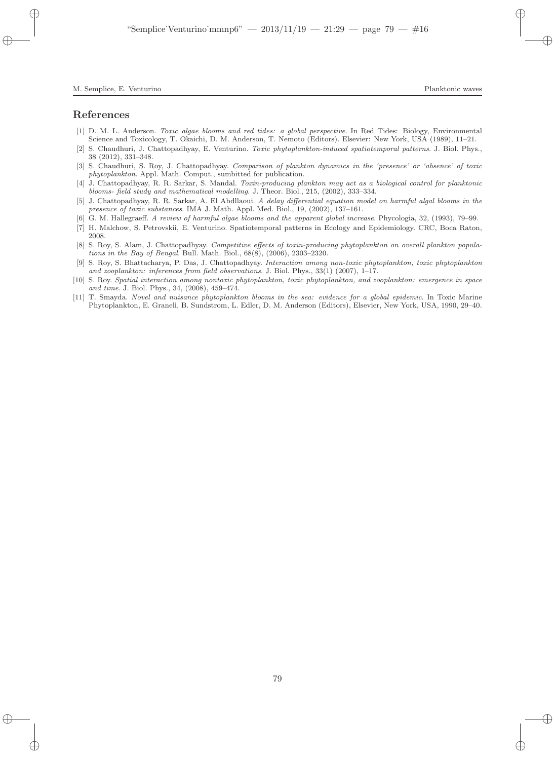## References

[1] D. M. L. Anderson. *Toxic algae blooms and red tides: a global perspective*. In Red Tides: Biology, Environmental Science and Toxicology, T. Okaichi, D. M. Anderson, T. Nemoto (Editors). Elsevier: New York, USA (1989), 11–21.

[2] S. Chaudhuri, J. Chattopadhyay, E. Venturino. *Toxic phytoplankton-induced spatiotemporal patterns*. J. Biol. Phys., 38 (2012), 331–348.

[3] S. Chaudhuri, S. Roy, J. Chattopadhyay. *Comparison of plankton dynamics in the 'presence' or 'absence' of toxic phytoplankton*. Appl. Math. Comput., sumbitted for publication.

[4] J. Chattopadhyay, R. R. Sarkar, S. Mandal. *Toxin-producing plankton may act as a biological control for planktonic blooms- field study and mathematical modelling*. J. Theor. Biol., 215, (2002), 333–334.

[5] J. Chattopadhyay, R. R. Sarkar, A. El Abdllaoui. *A delay differential equation model on harmful algal blooms in the presence of toxic substances*. IMA J. Math. Appl. Med. Biol., 19, (2002), 137–161.

[6] G. M. Hallegraeff. *A review of harmful algae blooms and the apparent global increase*. Phycologia, 32, (1993), 79–99.

[7] H. Malchow, S. Petrovskii, E. Venturino. Spatiotemporal patterns in Ecology and Epidemiology. CRC, Boca Raton, 2008.

[8] S. Roy, S. Alam, J. Chattopadhyay. *Competitive effects of toxin-producing phytoplankton on overall plankton populations in the Bay of Bengal*. Bull. Math. Biol., 68(8), (2006), 2303–2320.

[9] S. Roy, S. Bhattacharya, P. Das, J. Chattopadhyay. *Interaction among non-toxic phytoplankton, toxic phytoplankton and zooplankton: inferences from field observations*. J. Biol. Phys., 33(1) (2007), 1–17.

[10] S. Roy. *Spatial interaction among nontoxic phytoplankton, toxic phytoplankton, and zooplankton: emergence in space and time*. J. Biol. Phys., 34, (2008), 459–474.

[11] T. Smayda. *Novel and nuisance phytoplankton blooms in the sea: evidence for a global epidemic*. In Toxic Marine Phytoplankton, E. Graneli, B. Sundstrom, L. Edler, D. M. Anderson (Editors), Elsevier, New York, USA, 1990, 29–40.